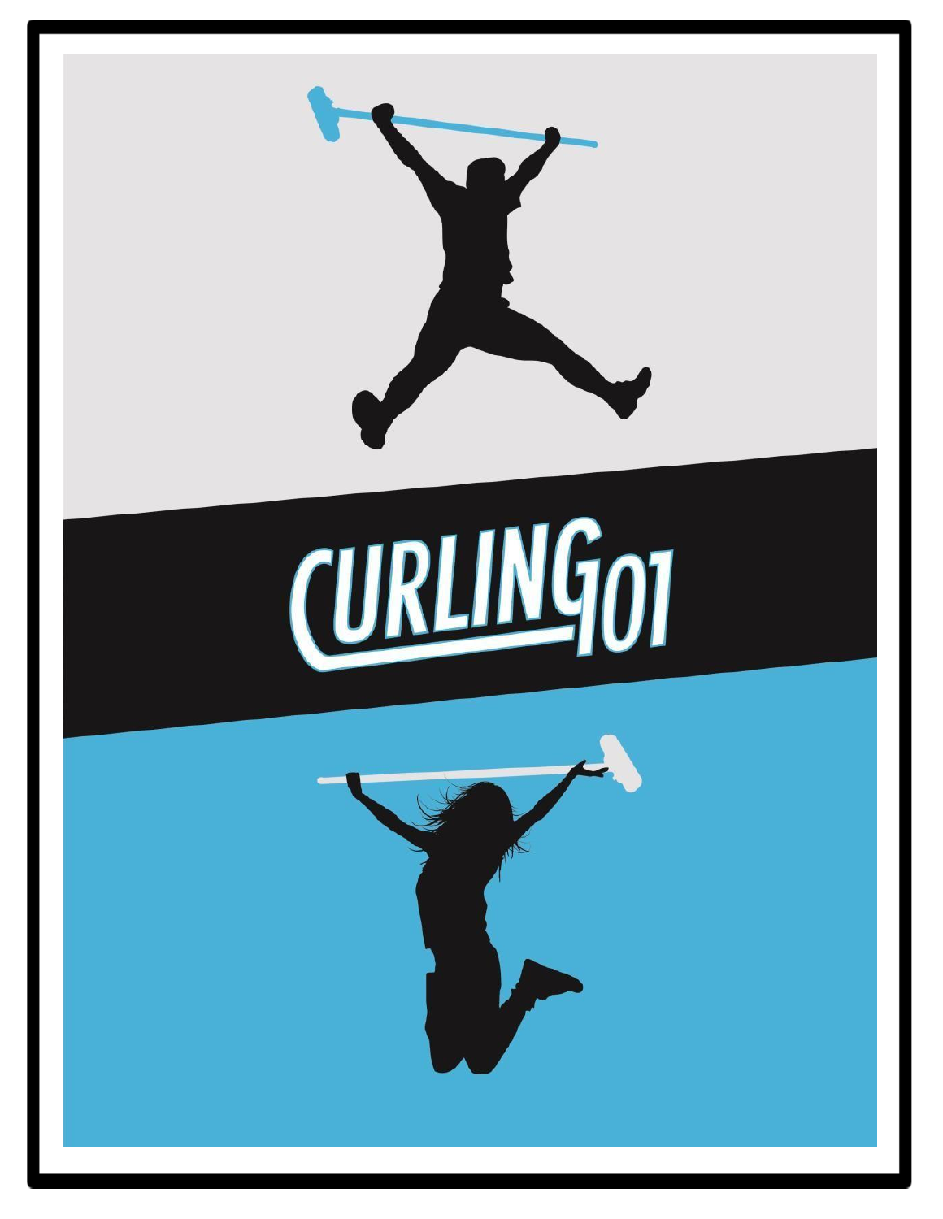# CURLING 101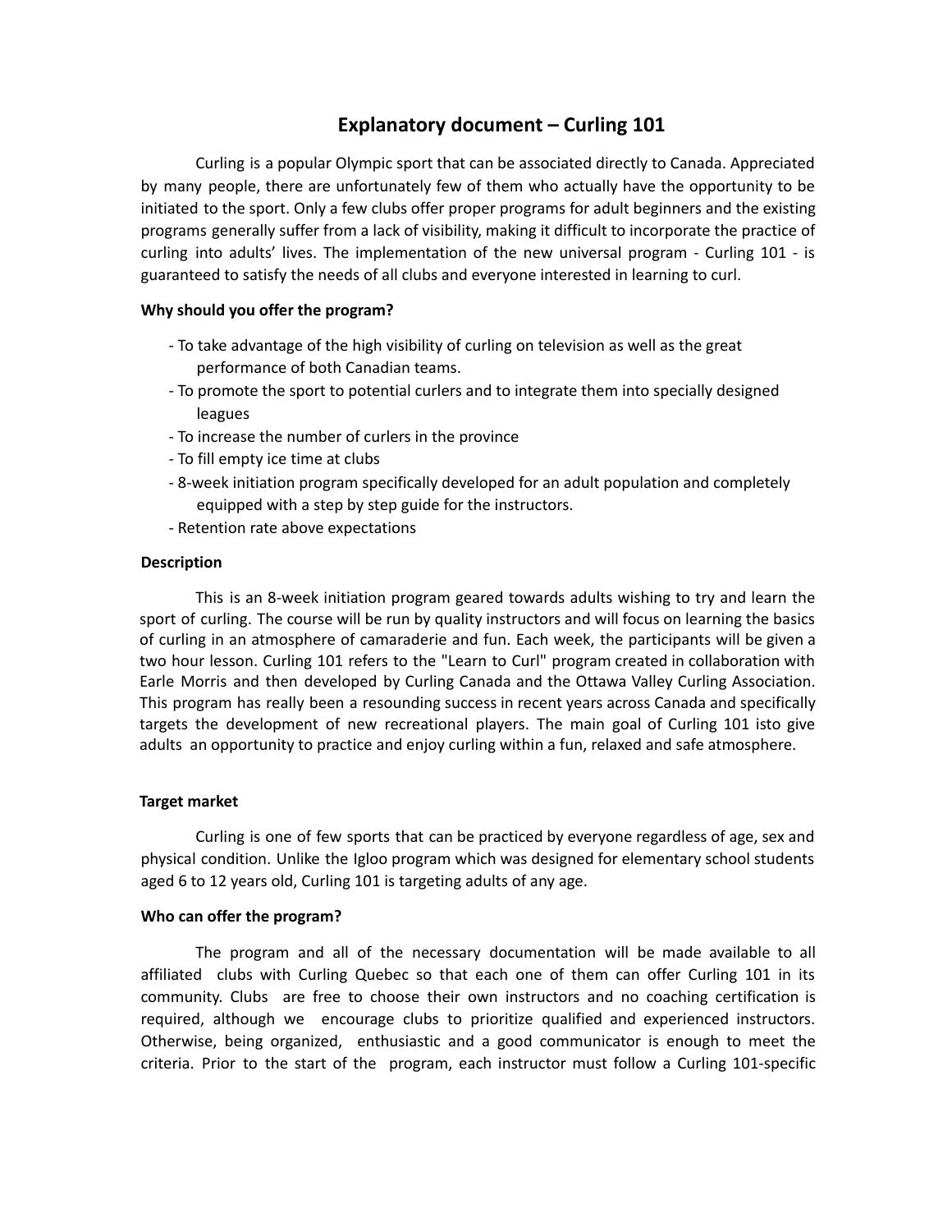# Explanatory document – Curling 101

Curling is a popular Olympic sport that can be associated directly to Canada. Appreciated by many people, there are unfortunately few of them who actually have the opportunity to be initiated to the sport. Only a few clubs offer proper programs for adult beginners and the existing programs generally suffer from a lack of visibility, making it difficult to incorporate the practice of curling into adults' lives. The implementation of the new universal program - Curling 101 - is guaranteed to satisfy the needs of all clubs and everyone interested in learning to curl.

**Why should you offer the program?**

- To take advantage of the high visibility of curling on television as well as the great performance of both Canadian teams.
- To promote the sport to potential curlers and to integrate them into specially designed leagues
- To increase the number of curlers in the province
- To fill empty ice time at clubs
- 8-week initiation program specifically developed for an adult population and completely equipped with a step by step guide for the instructors.
- Retention rate above expectations

**Description**

This is an 8-week initiation program geared towards adults wishing to try and learn the sport of curling. The course will be run by quality instructors and will focus on learning the basics of curling in an atmosphere of camaraderie and fun. Each week, the participants will be given a two hour lesson. Curling 101 refers to the "Learn to Curl" program created in collaboration with Earle Morris and then developed by Curling Canada and the Ottawa Valley Curling Association. This program has really been a resounding success in recent years across Canada and specifically targets the development of new recreational players. The main goal of Curling 101 isto give adults an opportunity to practice and enjoy curling within a fun, relaxed and safe atmosphere.

**Target market**

Curling is one of few sports that can be practiced by everyone regardless of age, sex and physical condition. Unlike the Igloo program which was designed for elementary school students aged 6 to 12 years old, Curling 101 is targeting adults of any age.

**Who can offer the program?**

The program and all of the necessary documentation will be made available to all affiliated clubs with Curling Quebec so that each one of them can offer Curling 101 in its community. Clubs are free to choose their own instructors and no coaching certification is required, although we encourage clubs to prioritize qualified and experienced instructors. Otherwise, being organized, enthusiastic and a good communicator is enough to meet the criteria. Prior to the start of the program, each instructor must follow a Curling 101-specific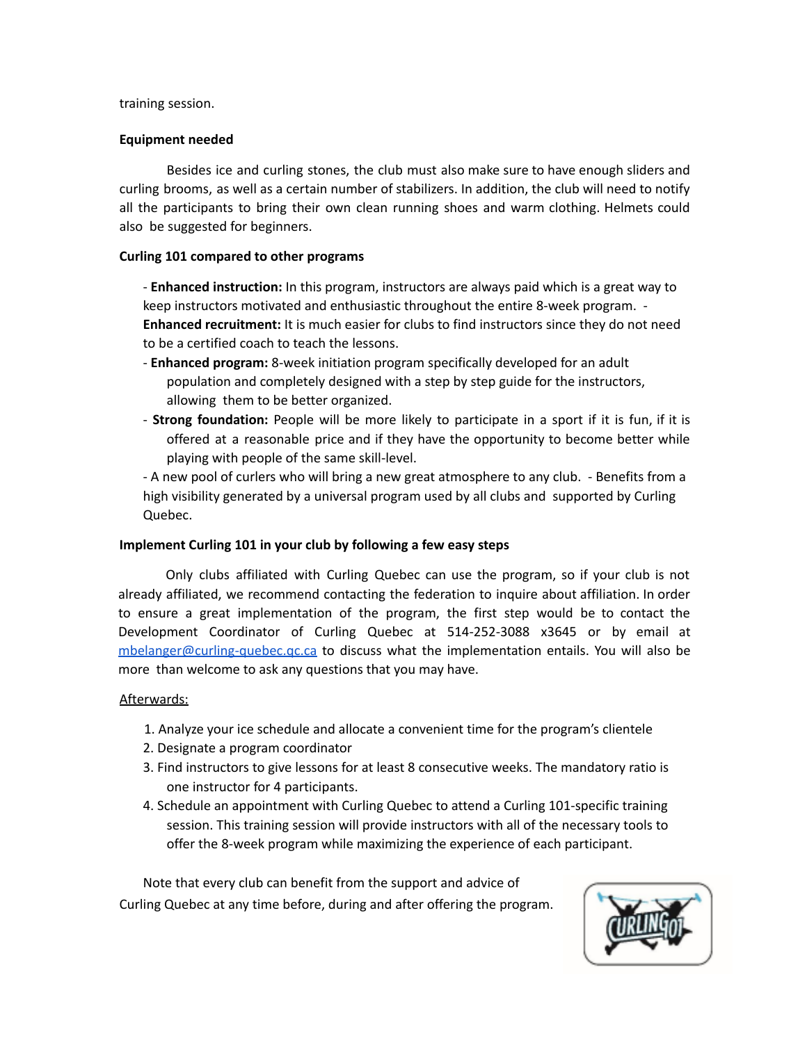training session.

**Equipment needed**

Besides ice and curling stones, the club must also make sure to have enough sliders and curling brooms, as well as a certain number of stabilizers. In addition, the club will need to notify all the participants to bring their own clean running shoes and warm clothing. Helmets could also be suggested for beginners.

**Curling 101 compared to other programs**

- **Enhanced instruction:** In this program, instructors are always paid which is a great way to keep instructors motivated and enthusiastic throughout the entire 8-week program.
- **Enhanced recruitment:** It is much easier for clubs to find instructors since they do not need to be a certified coach to teach the lessons.
- **Enhanced program:** 8-week initiation program specifically developed for an adult population and completely designed with a step by step guide for the instructors, allowing them to be better organized.
- **Strong foundation:** People will be more likely to participate in a sport if it is fun, if it is offered at a reasonable price and if they have the opportunity to become better while playing with people of the same skill-level.
- A new pool of curlers who will bring a new great atmosphere to any club.
- Benefits from a high visibility generated by a universal program used by all clubs and supported by Curling Quebec.

**Implement Curling 101 in your club by following a few easy steps**

Only clubs affiliated with Curling Quebec can use the program, so if your club is not already affiliated, we recommend contacting the federation to inquire about affiliation. In order to ensure a great implementation of the program, the first step would be to contact the Development Coordinator of Curling Quebec at 514-252-3088 x3645 or by email at mbelanger@curling-quebec.qc.ca to discuss what the implementation entails. You will also be more than welcome to ask any questions that you may have.

Afterwards:

1. Analyze your ice schedule and allocate a convenient time for the program's clientele
2. Designate a program coordinator
3. Find instructors to give lessons for at least 8 consecutive weeks. The mandatory ratio is one instructor for 4 participants.
4. Schedule an appointment with Curling Quebec to attend a Curling 101-specific training session. This training session will provide instructors with all of the necessary tools to offer the 8-week program while maximizing the experience of each participant.

Note that every club can benefit from the support and advice of Curling Quebec at any time before, during and after offering the program.